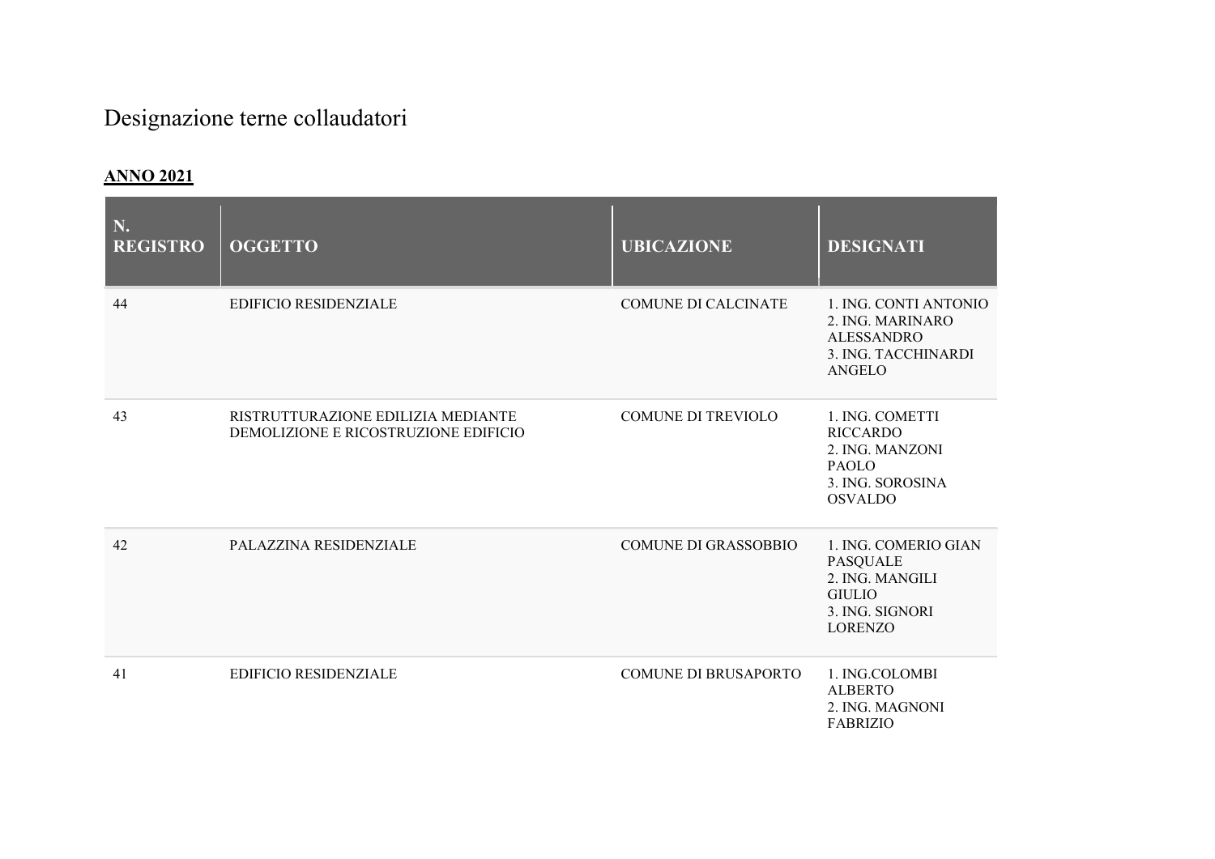# Designazione terne collaudatori

**ANNO 2021**

| N. REGISTRO | OGGETTO | UBICAZIONE | DESIGNATI |
|---|---|---|---|
| 44 | EDIFICIO RESIDENZIALE | COMUNE DI CALCINATE | 1. ING. CONTI ANTONIO<br>2. ING. MARINARO ALESSANDRO<br>3. ING. TACCHINARDI ANGELO |
| 43 | RISTRUTTURAZIONE EDILIZIA MEDIANTE DEMOLIZIONE E RICOSTRUZIONE EDIFICIO | COMUNE DI TREVIOLO | 1. ING. COMETTI RICCARDO<br>2. ING. MANZONI PAOLO<br>3. ING. SOROSINA OSVALDO |
| 42 | PALAZZINA RESIDENZIALE | COMUNE DI GRASSOBBIO | 1. ING. COMERIO GIAN PASQUALE<br>2. ING. MANGILI GIULIO<br>3. ING. SIGNORI LORENZO |
| 41 | EDIFICIO RESIDENZIALE | COMUNE DI BRUSAPORTO | 1. ING.COLOMBI ALBERTO<br>2. ING. MAGNONI FABRIZIO |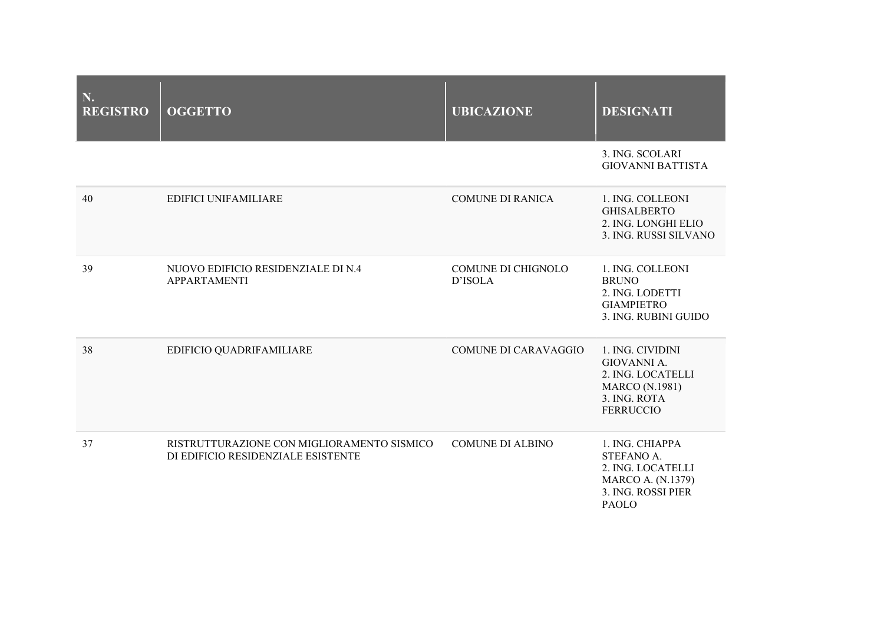| N. REGISTRO | OGGETTO | UBICAZIONE | DESIGNATI |
|---|---|---|---|
| | | | 3. ING. SCOLARI GIOVANNI BATTISTA |
| 40 | EDIFICI UNIFAMILIARE | COMUNE DI RANICA | 1. ING. COLLEONI GHISALBERTO<br>2. ING. LONGHI ELIO<br>3. ING. RUSSI SILVANO |
| 39 | NUOVO EDIFICIO RESIDENZIALE DI N.4 APPARTAMENTI | COMUNE DI CHIGNOLO D'ISOLA | 1. ING. COLLEONI BRUNO<br>2. ING. LODETTI GIAMPIETRO<br>3. ING. RUBINI GUIDO |
| 38 | EDIFICIO QUADRIFAMILIARE | COMUNE DI CARAVAGGIO | 1. ING. CIVIDINI GIOVANNI A.<br>2. ING. LOCATELLI MARCO (N.1981)<br>3. ING. ROTA FERRUCCIO |
| 37 | RISTRUTTURAZIONE CON MIGLIORAMENTO SISMICO DI EDIFICIO RESIDENZIALE ESISTENTE | COMUNE DI ALBINO | 1. ING. CHIAPPA STEFANO A.<br>2. ING. LOCATELLI MARCO A. (N.1379)<br>3. ING. ROSSI PIER PAOLO |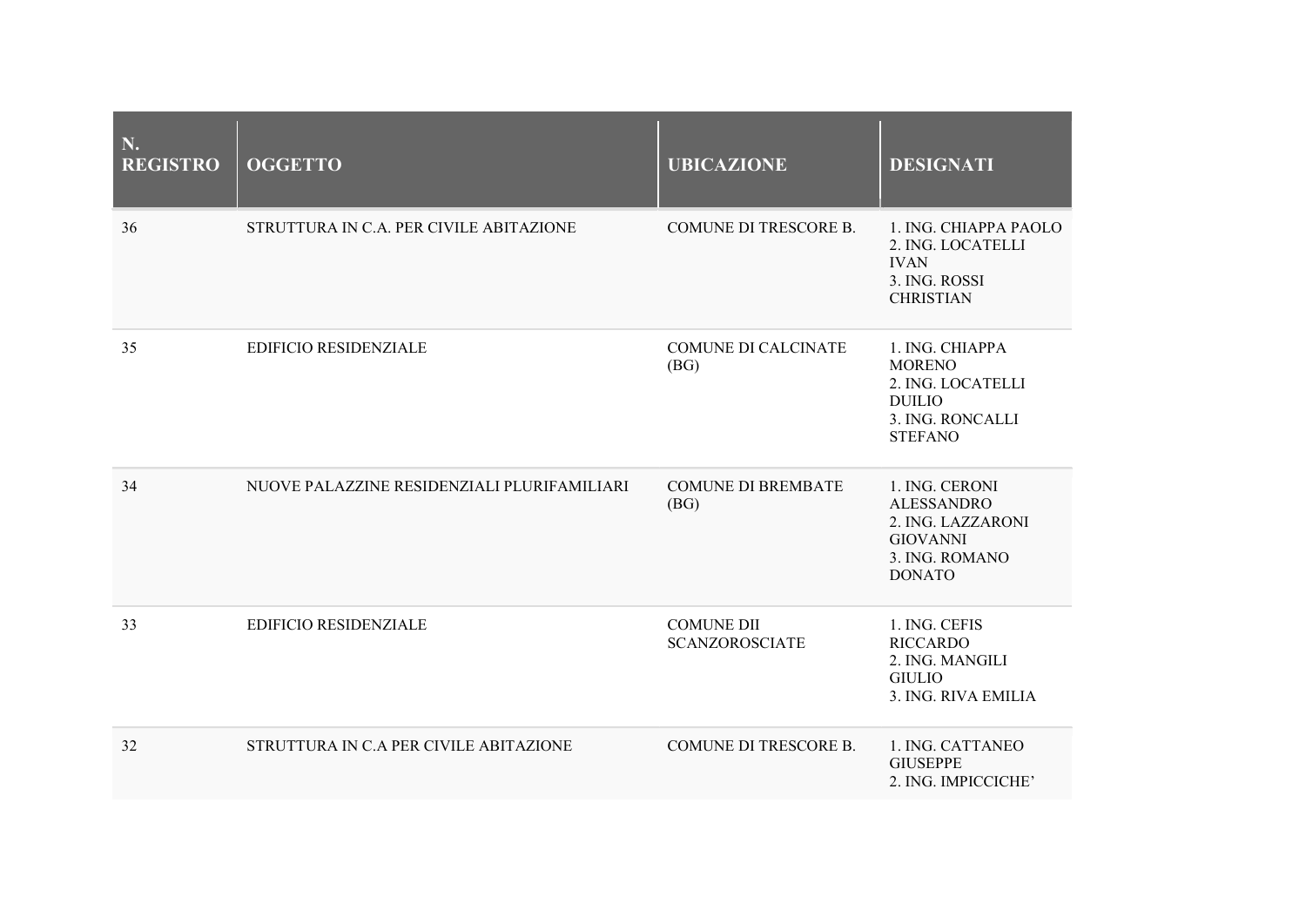| N. REGISTRO | OGGETTO | UBICAZIONE | DESIGNATI |
|---|---|---|---|
| 36 | STRUTTURA IN C.A. PER CIVILE ABITAZIONE | COMUNE DI TRESCORE B. | 1. ING. CHIAPPA PAOLO<br>2. ING. LOCATELLI IVAN<br>3. ING. ROSSI CHRISTIAN |
| 35 | EDIFICIO RESIDENZIALE | COMUNE DI CALCINATE (BG) | 1. ING. CHIAPPA MORENO<br>2. ING. LOCATELLI DUILIO<br>3. ING. RONCALLI STEFANO |
| 34 | NUOVE PALAZZINE RESIDENZIALI PLURIFAMILIARI | COMUNE DI BREMBATE (BG) | 1. ING. CERONI ALESSANDRO<br>2. ING. LAZZARONI GIOVANNI<br>3. ING. ROMANO DONATO |
| 33 | EDIFICIO RESIDENZIALE | COMUNE DII SCANZOROSCIATE | 1. ING. CEFIS RICCARDO<br>2. ING. MANGILI GIULIO<br>3. ING. RIVA EMILIA |
| 32 | STRUTTURA IN C.A PER CIVILE ABITAZIONE | COMUNE DI TRESCORE B. | 1. ING. CATTANEO GIUSEPPE<br>2. ING. IMPICCICHE’ |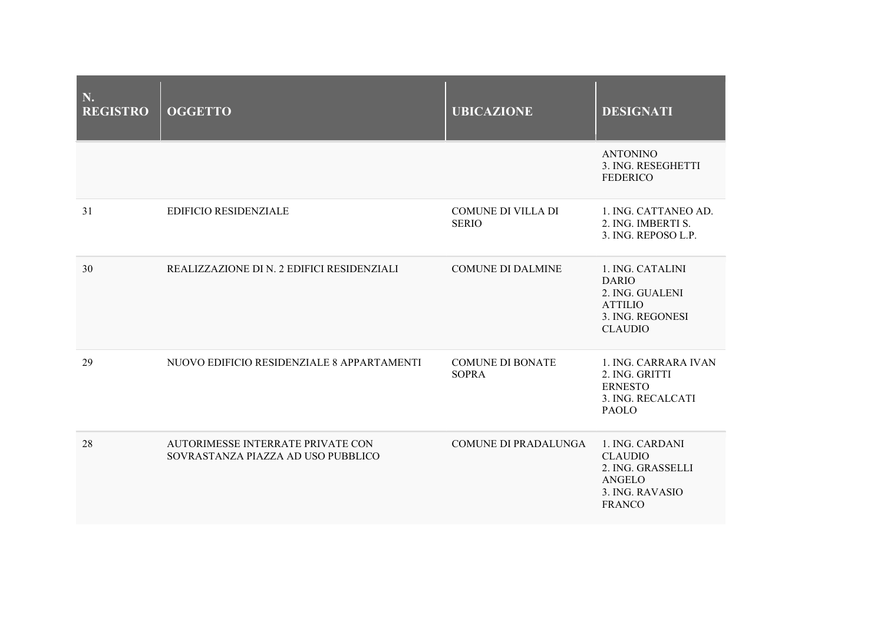| N. REGISTRO | OGGETTO | UBICAZIONE | DESIGNATI |
|---|---|---|---|
| | | | ANTONINO<br>3. ING. RESEGHETTI FEDERICO |
| 31 | EDIFICIO RESIDENZIALE | COMUNE DI VILLA DI SERIO | 1. ING. CATTANEO AD.<br>2. ING. IMBERTI S.<br>3. ING. REPOSO L.P. |
| 30 | REALIZZAZIONE DI N. 2 EDIFICI RESIDENZIALI | COMUNE DI DALMINE | 1. ING. CATALINI DARIO<br>2. ING. GUALENI ATTILIO<br>3. ING. REGONESI CLAUDIO |
| 29 | NUOVO EDIFICIO RESIDENZIALE 8 APPARTAMENTI | COMUNE DI BONATE SOPRA | 1. ING. CARRARA IVAN<br>2. ING. GRITTI ERNESTO<br>3. ING. RECALCATI PAOLO |
| 28 | AUTORIMESSE INTERRATE PRIVATE CON SOVRASTANZA PIAZZA AD USO PUBBLICO | COMUNE DI PRADALUNGA | 1. ING. CARDANI CLAUDIO<br>2. ING. GRASSELLI ANGELO<br>3. ING. RAVASIO FRANCO |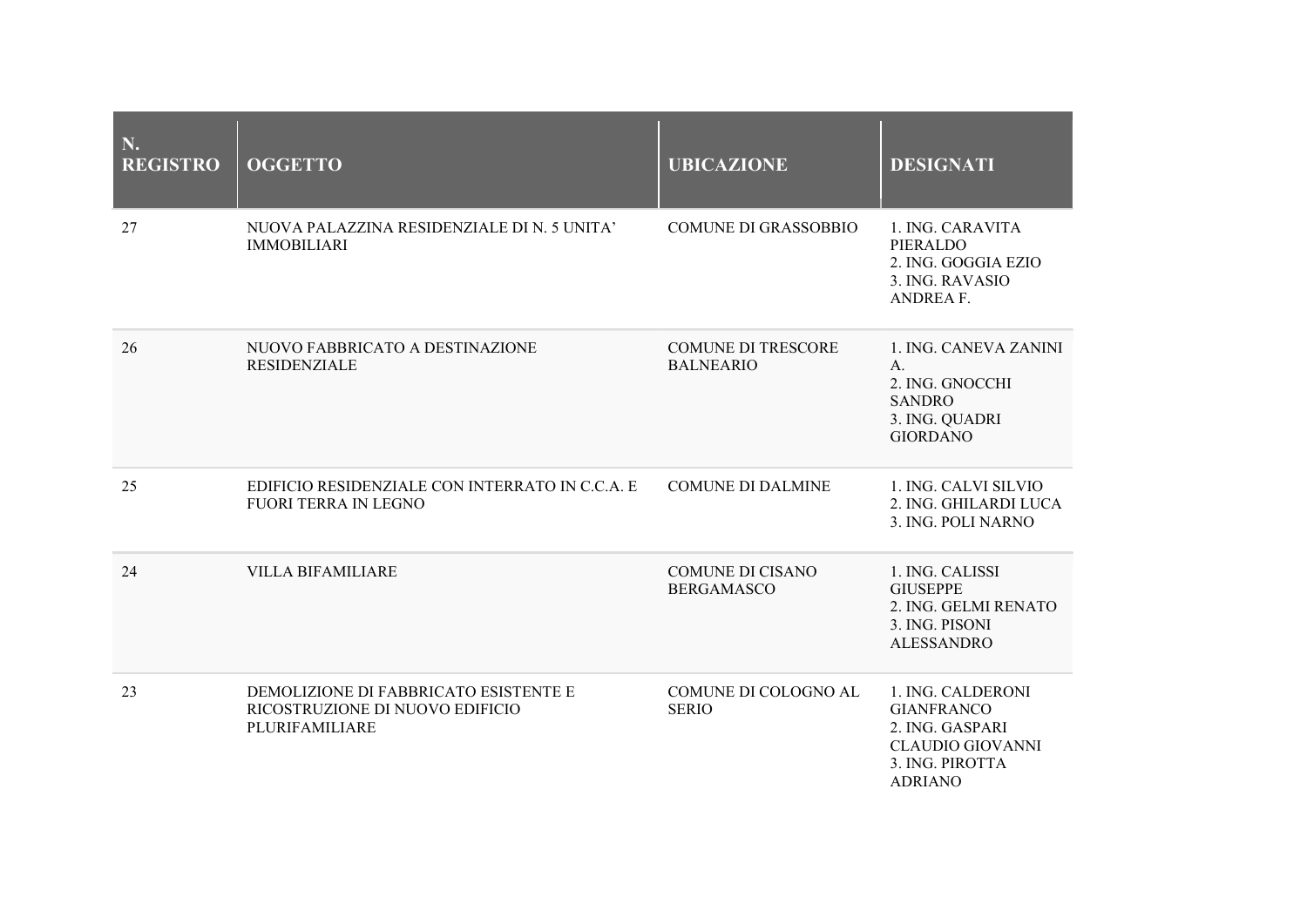| N. REGISTRO | OGGETTO | UBICAZIONE | DESIGNATI |
|---|---|---|---|
| 27 | NUOVA PALAZZINA RESIDENZIALE DI N. 5 UNITA' IMMOBILIARI | COMUNE DI GRASSOBBIO | 1. ING. CARAVITA PIERALDO<br>2. ING. GOGGIA EZIO<br>3. ING. RAVASIO ANDREA F. |
| 26 | NUOVO FABBRICATO A DESTINAZIONE RESIDENZIALE | COMUNE DI TRESCORE BALNEARIO | 1. ING. CANEVA ZANINI A.<br>2. ING. GNOCCHI SANDRO<br>3. ING. QUADRI GIORDANO |
| 25 | EDIFICIO RESIDENZIALE CON INTERRATO IN C.C.A. E FUORI TERRA IN LEGNO | COMUNE DI DALMINE | 1. ING. CALVI SILVIO<br>2. ING. GHILARDI LUCA<br>3. ING. POLI NARNO |
| 24 | VILLA BIFAMILIARE | COMUNE DI CISANO BERGAMASCO | 1. ING. CALISSI GIUSEPPE<br>2. ING. GELMI RENATO<br>3. ING. PISONI ALESSANDRO |
| 23 | DEMOLIZIONE DI FABBRICATO ESISTENTE E RICOSTRUZIONE DI NUOVO EDIFICIO PLURIFAMILIARE | COMUNE DI COLOGNO AL SERIO | 1. ING. CALDERONI GIANFRANCO<br>2. ING. GASPARI CLAUDIO GIOVANNI<br>3. ING. PIROTTA ADRIANO |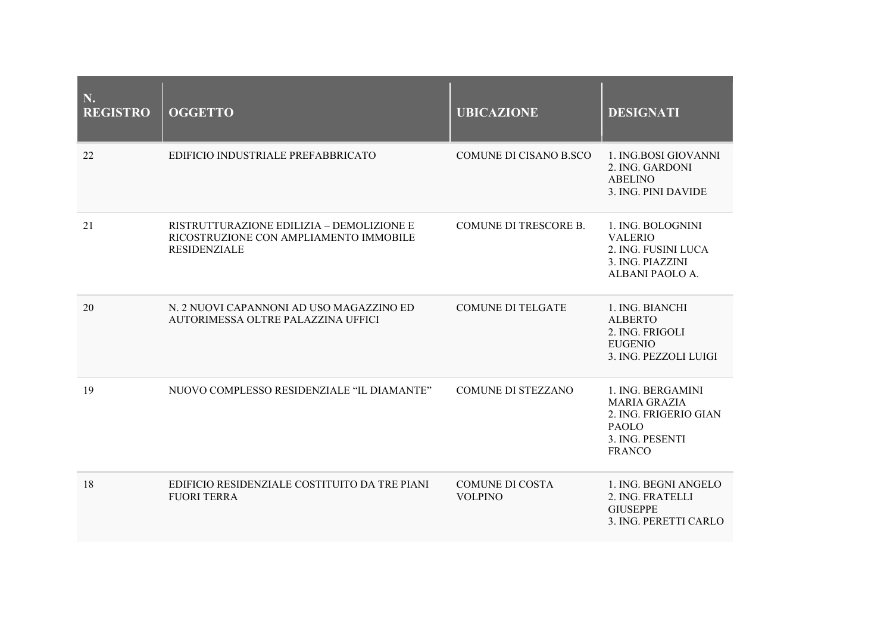| N. REGISTRO | OGGETTO | UBICAZIONE | DESIGNATI |
|---|---|---|---|
| 22 | EDIFICIO INDUSTRIALE PREFABBRICATO | COMUNE DI CISANO B.SCO | 1. ING.BOSI GIOVANNI<br>2. ING. GARDONI ABELINO<br>3. ING. PINI DAVIDE |
| 21 | RISTRUTTURAZIONE EDILIZIA – DEMOLIZIONE E RICOSTRUZIONE CON AMPLIAMENTO IMMOBILE RESIDENZIALE | COMUNE DI TRESCORE B. | 1. ING. BOLOGNINI VALERIO<br>2. ING. FUSINI LUCA<br>3. ING. PIAZZINI ALBANI PAOLO A. |
| 20 | N. 2 NUOVI CAPANNONI AD USO MAGAZZINO ED AUTORIMESSA OLTRE PALAZZINA UFFICI | COMUNE DI TELGATE | 1. ING. BIANCHI ALBERTO<br>2. ING. FRIGOLI EUGENIO<br>3. ING. PEZZOLI LUIGI |
| 19 | NUOVO COMPLESSO RESIDENZIALE “IL DIAMANTE” | COMUNE DI STEZZANO | 1. ING. BERGAMINI MARIA GRAZIA<br>2. ING. FRIGERIO GIAN PAOLO<br>3. ING. PESENTI FRANCO |
| 18 | EDIFICIO RESIDENZIALE COSTITUITO DA TRE PIANI FUORI TERRA | COMUNE DI COSTA VOLPINO | 1. ING. BEGNI ANGELO<br>2. ING. FRATELLI GIUSEPPE<br>3. ING. PERETTI CARLO |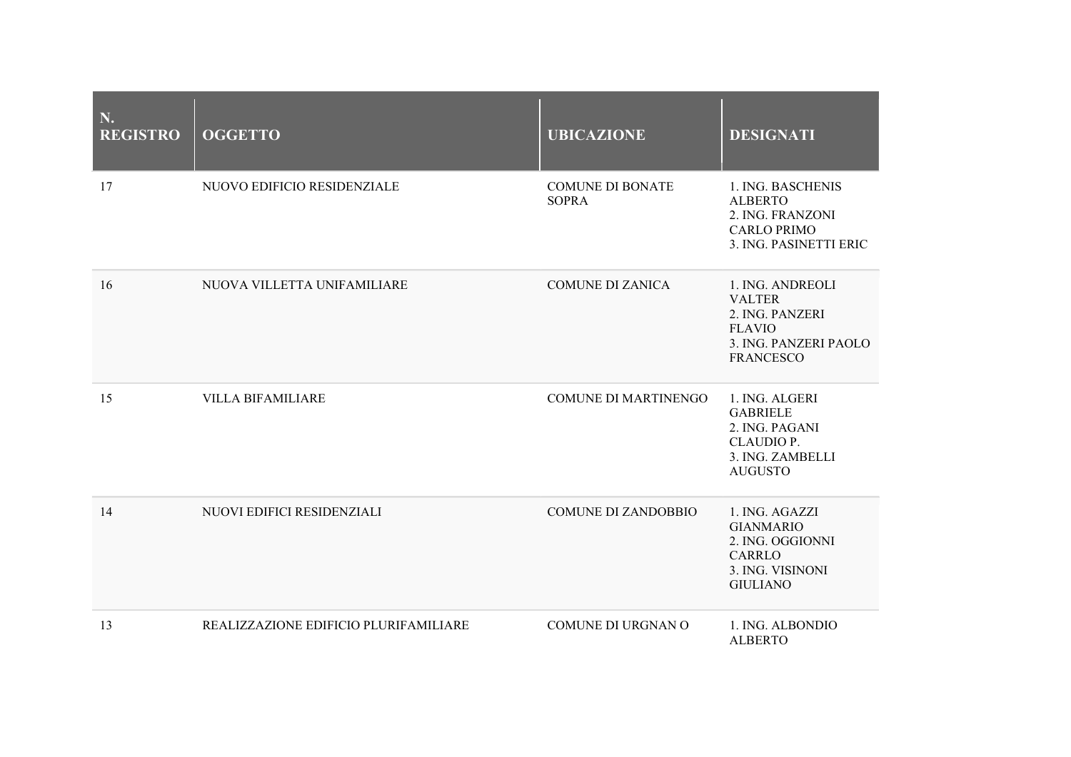| N. REGISTRO | OGGETTO | UBICAZIONE | DESIGNATI |
|---|---|---|---|
| 17 | NUOVO EDIFICIO RESIDENZIALE | COMUNE DI BONATE SOPRA | 1. ING. BASCHENIS ALBERTO<br>2. ING. FRANZONI CARLO PRIMO<br>3. ING. PASINETTI ERIC |
| 16 | NUOVA VILLETTA UNIFAMILIARE | COMUNE DI ZANICA | 1. ING. ANDREOLI VALTER<br>2. ING. PANZERI FLAVIO<br>3. ING. PANZERI PAOLO FRANCESCO |
| 15 | VILLA BIFAMILIARE | COMUNE DI MARTINENGO | 1. ING. ALGERI GABRIELE<br>2. ING. PAGANI CLAUDIO P.<br>3. ING. ZAMBELLI AUGUSTO |
| 14 | NUOVI EDIFICI RESIDENZIALI | COMUNE DI ZANDOBBIO | 1. ING. AGAZZI GIANMARIO<br>2. ING. OGGIONNI CARRLO<br>3. ING. VISINONI GIULIANO |
| 13 | REALIZZAZIONE EDIFICIO PLURIFAMILIARE | COMUNE DI URGNAN O | 1. ING. ALBONDIO ALBERTO |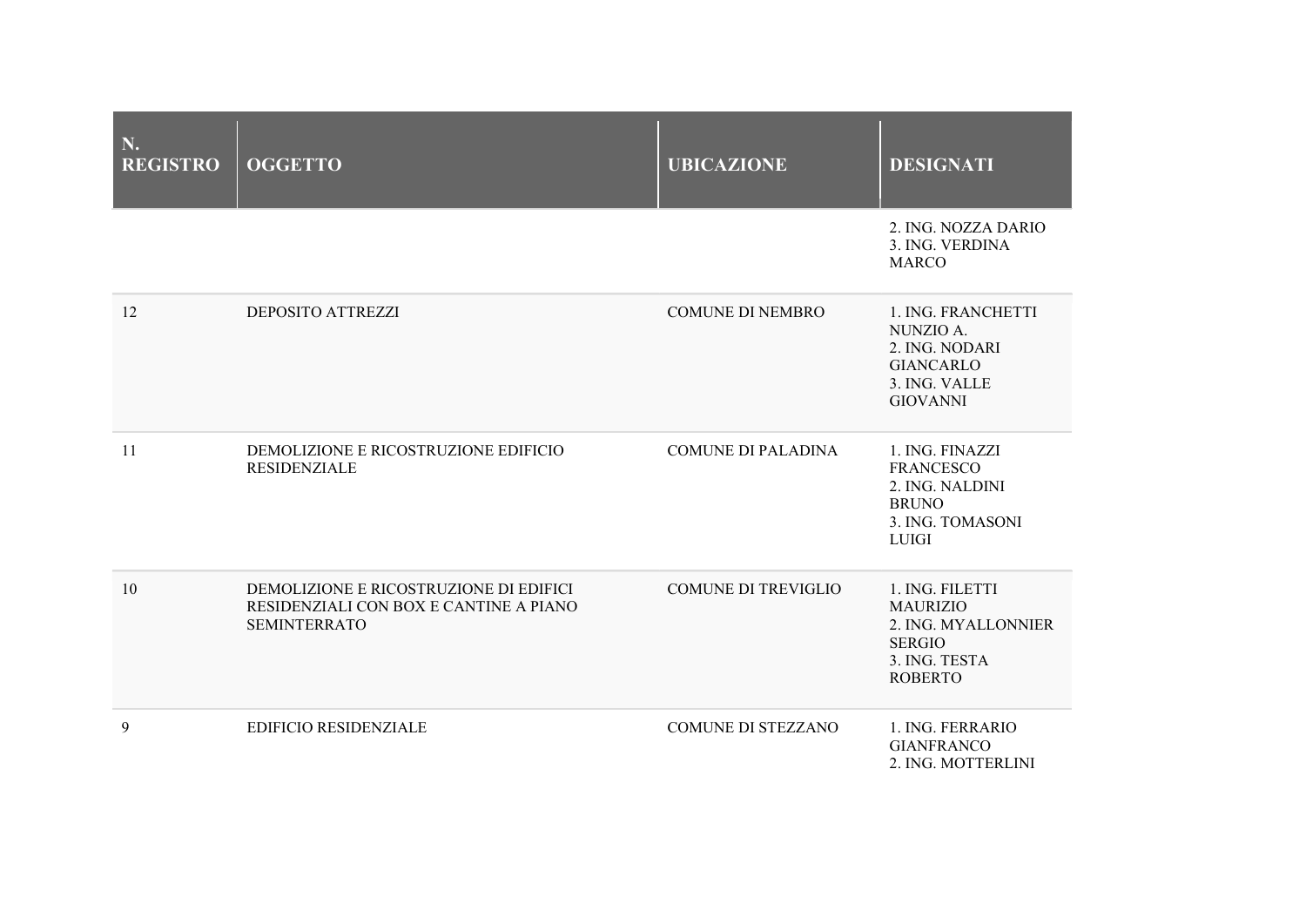| N. REGISTRO | OGGETTO | UBICAZIONE | DESIGNATI |
|---|---|---|---|
| | | | 2. ING. NOZZA DARIO<br>3. ING. VERDINA MARCO |
| 12 | DEPOSITO ATTREZZI | COMUNE DI NEMBRO | 1. ING. FRANCHETTI NUNZIO A.<br>2. ING. NODARI GIANCARLO<br>3. ING. VALLE GIOVANNI |
| 11 | DEMOLIZIONE E RICOSTRUZIONE EDIFICIO RESIDENZIALE | COMUNE DI PALADINA | 1. ING. FINAZZI FRANCESCO<br>2. ING. NALDINI BRUNO<br>3. ING. TOMASONI LUIGI |
| 10 | DEMOLIZIONE E RICOSTRUZIONE DI EDIFICI RESIDENZIALI CON BOX E CANTINE A PIANO SEMINTERRATO | COMUNE DI TREVIGLIO | 1. ING. FILETTI MAURIZIO<br>2. ING. MYALLONNIER SERGIO<br>3. ING. TESTA ROBERTO |
| 9 | EDIFICIO RESIDENZIALE | COMUNE DI STEZZANO | 1. ING. FERRARIO GIANFRANCO<br>2. ING. MOTTERLINI |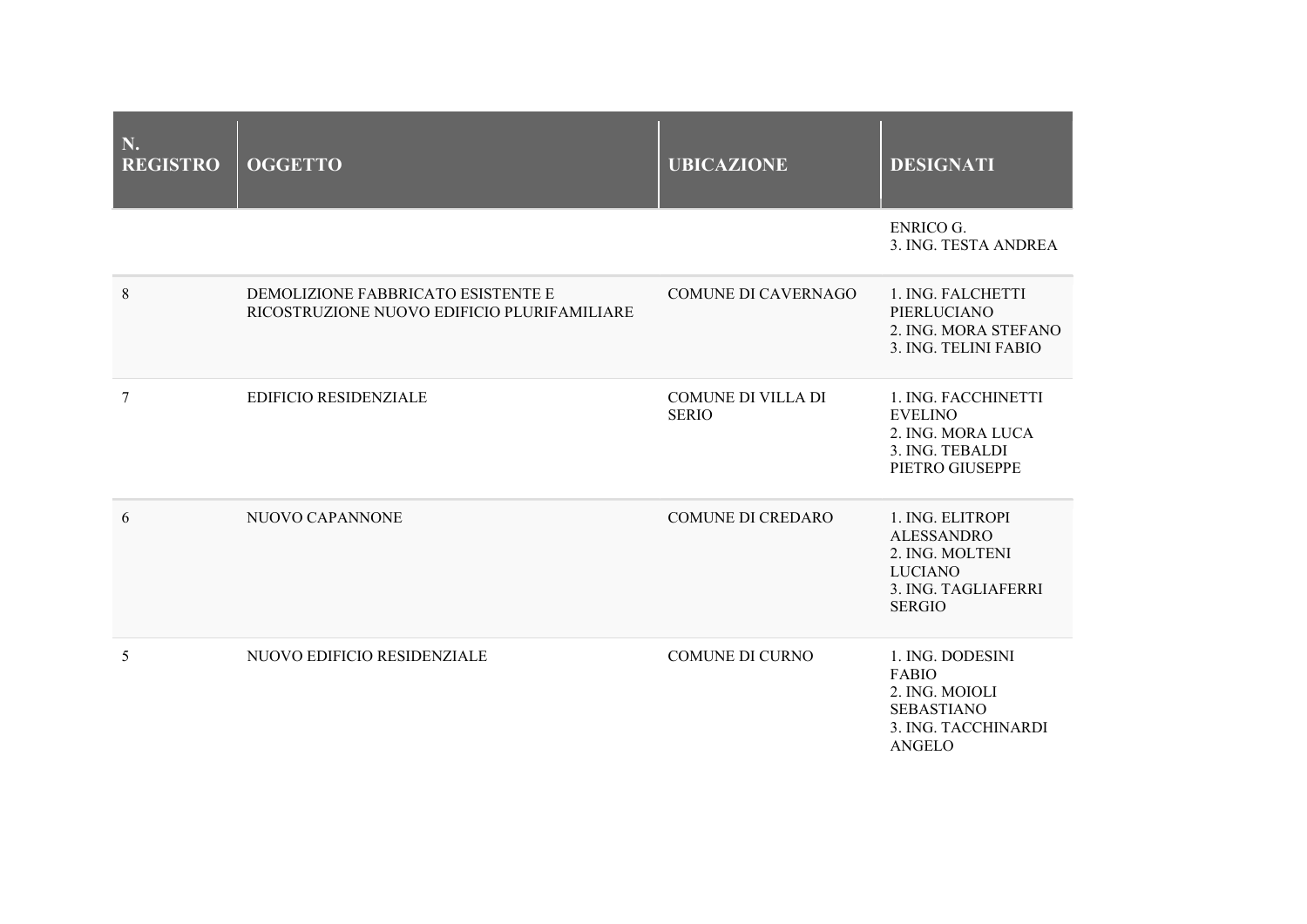| N. REGISTRO | OGGETTO | UBICAZIONE | DESIGNATI |
| --- | --- | --- | --- |
| | | | ENRICO G.<br>3. ING. TESTA ANDREA |
| 8 | DEMOLIZIONE FABBRICATO ESISTENTE E RICOSTRUZIONE NUOVO EDIFICIO PLURIFAMILIARE | COMUNE DI CAVERNAGO | 1. ING. FALCHETTI PIERLUCIANO<br>2. ING. MORA STEFANO<br>3. ING. TELINI FABIO |
| 7 | EDIFICIO RESIDENZIALE | COMUNE DI VILLA DI SERIO | 1. ING. FACCHINETTI EVELINO<br>2. ING. MORA LUCA<br>3. ING. TEBALDI PIETRO GIUSEPPE |
| 6 | NUOVO CAPANNONE | COMUNE DI CREDARO | 1. ING. ELITROPI ALESSANDRO<br>2. ING. MOLTENI LUCIANO<br>3. ING. TAGLIAFERRI SERGIO |
| 5 | NUOVO EDIFICIO RESIDENZIALE | COMUNE DI CURNO | 1. ING. DODESINI FABIO<br>2. ING. MOIOLI SEBASTIANO<br>3. ING. TACCHINARDI ANGELO |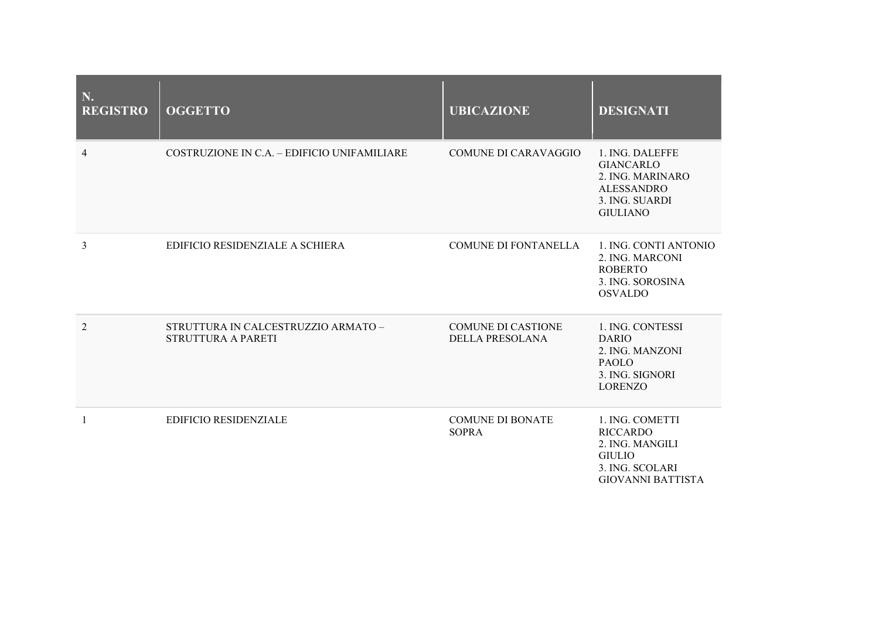| N. REGISTRO | OGGETTO | UBICAZIONE | DESIGNATI |
|---|---|---|---|
| 4 | COSTRUZIONE IN C.A. – EDIFICIO UNIFAMILIARE | COMUNE DI CARAVAGGIO | 1. ING. DALEFFE GIANCARLO<br>2. ING. MARINARO ALESSANDRO<br>3. ING. SUARDI GIULIANO |
| 3 | EDIFICIO RESIDENZIALE A SCHIERA | COMUNE DI FONTANELLA | 1. ING. CONTI ANTONIO<br>2. ING. MARCONI ROBERTO<br>3. ING. SOROSINA OSVALDO |
| 2 | STRUTTURA IN CALCESTRUZZIO ARMATO – STRUTTURA A PARETI | COMUNE DI CASTIONE DELLA PRESOLANA | 1. ING. CONTESSI DARIO<br>2. ING. MANZONI PAOLO<br>3. ING. SIGNORI LORENZO |
| 1 | EDIFICIO RESIDENZIALE | COMUNE DI BONATE SOPRA | 1. ING. COMETTI RICCARDO<br>2. ING. MANGILI GIULIO<br>3. ING. SCOLARI GIOVANNI BATTISTA |